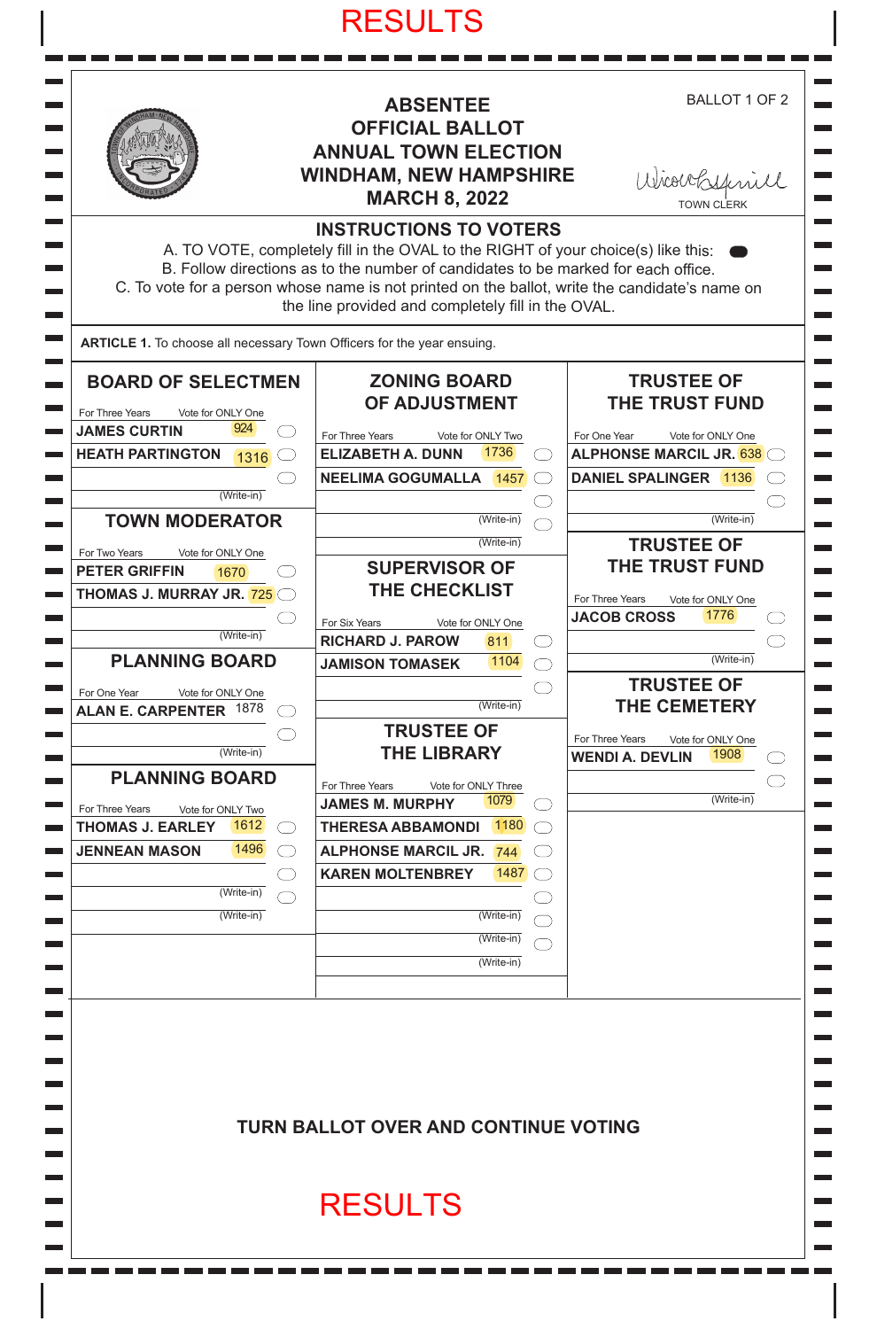# RESULTS

BALLOT 1 OF 2

## ABSENTEE OFFICIAL BALLOT ANNUAL TOWN ELECTION WINDHAM, NEW HAMPSHIRE MARCH 8, 2022

TOWN CLERK

### INSTRUCTIONS TO VOTERS

A. TO VOTE, completely fill in the OVAL to the RIGHT of your choice(s) like this:
B. Follow directions as to the number of candidates to be marked for each office.
C. To vote for a person whose name is not printed on the ballot, write the candidate's name on the line provided and completely fill in the OVAL.

**ARTICLE 1.** To choose all necessary Town Officers for the year ensuing.

### BOARD OF SELECTMEN

For Three Years — Vote for ONLY One

| Candidate | Votes |
|---|---|
| JAMES CURTIN | 924 |
| HEATH PARTINGTON | 1316 |
| (Write-in) | |

### TOWN MODERATOR

For Two Years — Vote for ONLY One

| Candidate | Votes |
|---|---|
| PETER GRIFFIN | 1670 |
| THOMAS J. MURRAY JR. | 725 |
| (Write-in) | |

### PLANNING BOARD

For One Year — Vote for ONLY One

| Candidate | Votes |
|---|---|
| ALAN E. CARPENTER | 1878 |
| (Write-in) | |

### PLANNING BOARD

For Three Years — Vote for ONLY Two

| Candidate | Votes |
|---|---|
| THOMAS J. EARLEY | 1612 |
| JENNEAN MASON | 1496 |
| (Write-in) | |
| (Write-in) | |

### ZONING BOARD OF ADJUSTMENT

For Three Years — Vote for ONLY Two

| Candidate | Votes |
|---|---|
| ELIZABETH A. DUNN | 1736 |
| NEELIMA GOGUMALLA | 1457 |
| (Write-in) | |
| (Write-in) | |

### SUPERVISOR OF THE CHECKLIST

For Six Years — Vote for ONLY One

| Candidate | Votes |
|---|---|
| RICHARD J. PAROW | 811 |
| JAMISON TOMASEK | 1104 |
| (Write-in) | |

### TRUSTEE OF THE LIBRARY

For Three Years — Vote for ONLY Three

| Candidate | Votes |
|---|---|
| JAMES M. MURPHY | 1079 |
| THERESA ABBAMONDI | 1180 |
| ALPHONSE MARCIL JR. | 744 |
| KAREN MOLTENBREY | 1487 |
| (Write-in) | |
| (Write-in) | |
| (Write-in) | |

### TRUSTEE OF THE TRUST FUND

For One Year — Vote for ONLY One

| Candidate | Votes |
|---|---|
| ALPHONSE MARCIL JR. | 638 |
| DANIEL SPALINGER | 1136 |
| (Write-in) | |

### TRUSTEE OF THE TRUST FUND

For Three Years — Vote for ONLY One

| Candidate | Votes |
|---|---|
| JACOB CROSS | 1776 |
| (Write-in) | |

### TRUSTEE OF THE CEMETERY

For Three Years — Vote for ONLY One

| Candidate | Votes |
|---|---|
| WENDI A. DEVLIN | 1908 |
| (Write-in) | |

**TURN BALLOT OVER AND CONTINUE VOTING**

# RESULTS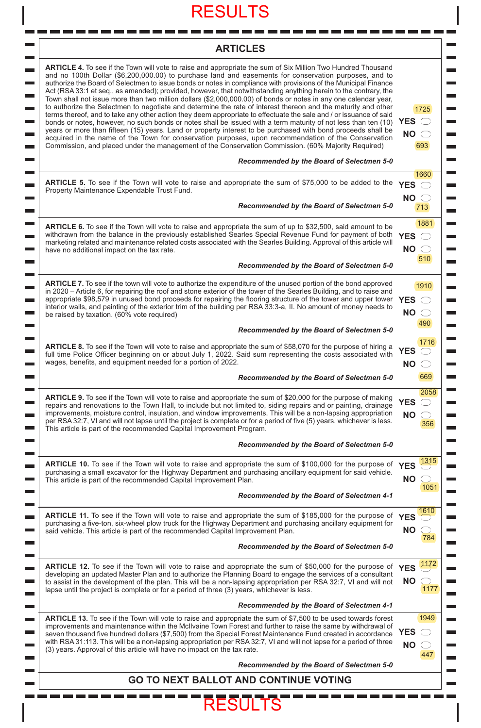# RESULTS

## ARTICLES

**ARTICLE 4.** To see if the Town will vote to raise and appropriate the sum of Six Million Two Hundred Thousand and no 100th Dollar ($6,200,000.00) to purchase land and easements for conservation purposes, and to authorize the Board of Selectmen to issue bonds or notes in compliance with provisions of the Municipal Finance Act (RSA 33:1 et seq., as amended); provided, however, that notwithstanding anything herein to the contrary, the Town shall not issue more than two million dollars ($2,000,000.00) of bonds or notes in any one calendar year, to authorize the Selectmen to negotiate and determine the rate of interest thereon and the maturity and other terms thereof, and to take any other action they deem appropriate to effectuate the sale and / or issuance of said bonds or notes, however, no such bonds or notes shall be issued with a term maturity of not less than ten (10) years or more than fifteen (15) years. Land or property interest to be purchased with bond proceeds shall be acquired in the name of the Town for conservation purposes, upon recommendation of the Conservation Commission, and placed under the management of the Conservation Commission. (60% Majority Required)

*Recommended by the Board of Selectmen 5-0*

YES 1725
NO 693

**ARTICLE 5.** To see if the Town will vote to raise and appropriate the sum of $75,000 to be added to the Property Maintenance Expendable Trust Fund.

*Recommended by the Board of Selectmen 5-0*

YES 1660
NO 713

**ARTICLE 6.** To see if the Town will vote to raise and appropriate the sum of up to $32,500, said amount to be withdrawn from the balance in the previously established Searles Special Revenue Fund for payment of both marketing related and maintenance related costs associated with the Searles Building. Approval of this article will have no additional impact on the tax rate.

*Recommended by the Board of Selectmen 5-0*

YES 1881
NO 510

**ARTICLE 7.** To see if the town will vote to authorize the expenditure of the unused portion of the bond approved in 2020 – Article 6, for repairing the roof and stone exterior of the tower of the Searles Building, and to raise and appropriate $98,579 in unused bond proceeds for repairing the flooring structure of the tower and upper tower interior walls, and painting of the exterior trim of the building per RSA 33:3-a, II. No amount of money needs to be raised by taxation. (60% vote required)

*Recommended by the Board of Selectmen 5-0*

YES 1910
NO 490

**ARTICLE 8.** To see if the Town will vote to raise and appropriate the sum of $58,070 for the purpose of hiring a full time Police Officer beginning on or about July 1, 2022. Said sum representing the costs associated with wages, benefits, and equipment needed for a portion of 2022.

*Recommended by the Board of Selectmen 5-0*

YES 1716
NO 669

**ARTICLE 9.** To see if the Town will vote to raise and appropriate the sum of $20,000 for the purpose of making repairs and renovations to the Town Hall, to include but not limited to, siding repairs and or painting, drainage improvements, moisture control, insulation, and window improvements. This will be a non-lapsing appropriation per RSA 32:7, VI and will not lapse until the project is complete or for a period of five (5) years, whichever is less. This article is part of the recommended Capital Improvement Program.

*Recommended by the Board of Selectmen 5-0*

YES 2058
NO 356

**ARTICLE 10.** To see if the Town will vote to raise and appropriate the sum of $100,000 for the purpose of purchasing a small excavator for the Highway Department and purchasing ancillary equipment for said vehicle. This article is part of the recommended Capital Improvement Plan.

*Recommended by the Board of Selectmen 4-1*

YES 1315
NO 1051

**ARTICLE 11.** To see if the Town will vote to raise and appropriate the sum of $185,000 for the purpose of purchasing a five-ton, six-wheel plow truck for the Highway Department and purchasing ancillary equipment for said vehicle. This article is part of the recommended Capital Improvement Plan.

*Recommended by the Board of Selectmen 5-0*

YES 1610
NO 784

**ARTICLE 12.** To see if the Town will vote to raise and appropriate the sum of $50,000 for the purpose of developing an updated Master Plan and to authorize the Planning Board to engage the services of a consultant to assist in the development of the plan. This will be a non-lapsing appropriation per RSA 32:7, VI and will not lapse until the project is complete or for a period of three (3) years, whichever is less.

*Recommended by the Board of Selectmen 4-1*

YES 1172
NO 1177

**ARTICLE 13.** To see if the Town will vote to raise and appropriate the sum of $7,500 to be used towards forest improvements and maintenance within the McIlvaine Town Forest and further to raise the same by withdrawal of seven thousand five hundred dollars ($7,500) from the Special Forest Maintenance Fund created in accordance with RSA 31:113. This will be a non-lapsing appropriation per RSA 32:7, VI and will not lapse for a period of three (3) years. Approval of this article will have no impact on the tax rate.

*Recommended by the Board of Selectmen 5-0*

YES 1949
NO 447

**GO TO NEXT BALLOT AND CONTINUE VOTING**

# RESULTS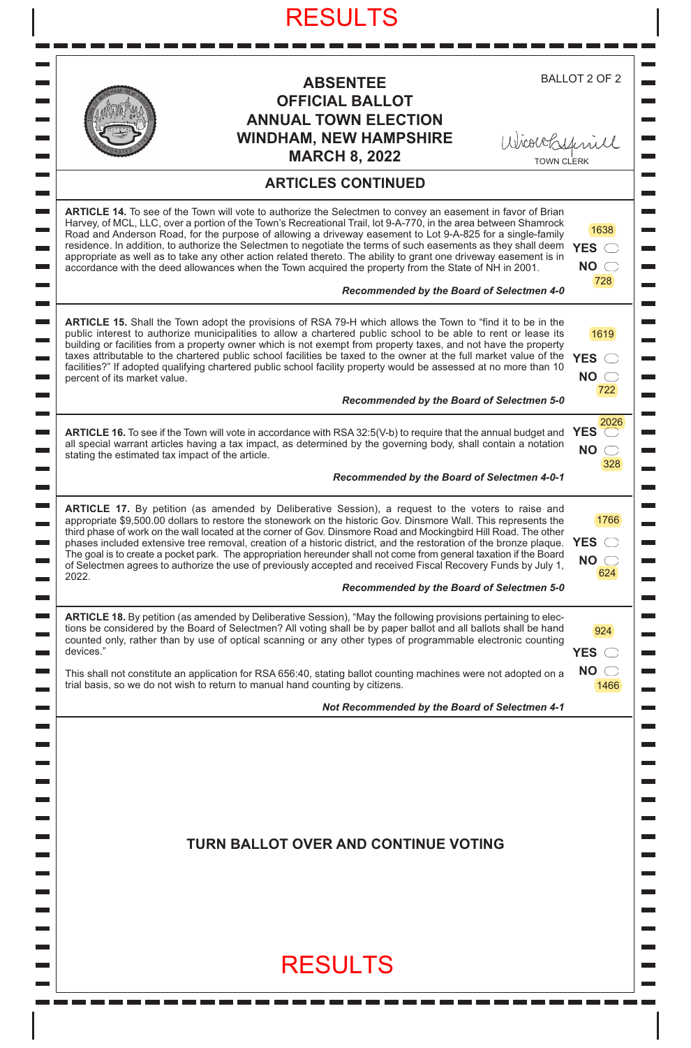# RESULTS

**ABSENTEE**
**OFFICIAL BALLOT**
**ANNUAL TOWN ELECTION**
**WINDHAM, NEW HAMPSHIRE**
**MARCH 8, 2022**

BALLOT 2 OF 2

TOWN CLERK

## ARTICLES CONTINUED

**ARTICLE 14.** To see of the Town will vote to authorize the Selectmen to convey an easement in favor of Brian Harvey, of MCL, LLC, over a portion of the Town's Recreational Trail, lot 9-A-770, in the area between Shamrock Road and Anderson Road, for the purpose of allowing a driveway easement to Lot 9-A-825 for a single-family residence. In addition, to authorize the Selectmen to negotiate the terms of such easements as they shall deem appropriate as well as to take any other action related thereto. The ability to grant one driveway easement is in accordance with the deed allowances when the Town acquired the property from the State of NH in 2001.

***Recommended by the Board of Selectmen 4-0***

**YES** 1638
**NO** 728

**ARTICLE 15.** Shall the Town adopt the provisions of RSA 79-H which allows the Town to "find it to be in the public interest to authorize municipalities to allow a chartered public school to be able to rent or lease its building or facilities from a property owner which is not exempt from property taxes, and not have the property taxes attributable to the chartered public school facilities be taxed to the owner at the full market value of the facilities?" If adopted qualifying chartered public school facility property would be assessed at no more than 10 percent of its market value.

***Recommended by the Board of Selectmen 5-0***

**YES** 1619
**NO** 722

**ARTICLE 16.** To see if the Town will vote in accordance with RSA 32:5(V-b) to require that the annual budget and all special warrant articles having a tax impact, as determined by the governing body, shall contain a notation stating the estimated tax impact of the article.

***Recommended by the Board of Selectmen 4-0-1***

**YES** 2026
**NO** 328

**ARTICLE 17.** By petition (as amended by Deliberative Session), a request to the voters to raise and appropriate $9,500.00 dollars to restore the stonework on the historic Gov. Dinsmore Wall. This represents the third phase of work on the wall located at the corner of Gov. Dinsmore Road and Mockingbird Hill Road. The other phases included extensive tree removal, creation of a historic district, and the restoration of the bronze plaque. The goal is to create a pocket park. The appropriation hereunder shall not come from general taxation if the Board of Selectmen agrees to authorize the use of previously accepted and received Fiscal Recovery Funds by July 1, 2022.

***Recommended by the Board of Selectmen 5-0***

**YES** 1766
**NO** 624

**ARTICLE 18.** By petition (as amended by Deliberative Session), "May the following provisions pertaining to elections be considered by the Board of Selectmen? All voting shall be by paper ballot and all ballots shall be hand counted only, rather than by use of optical scanning or any other types of programmable electronic counting devices."

This shall not constitute an application for RSA 656:40, stating ballot counting machines were not adopted on a trial basis, so we do not wish to return to manual hand counting by citizens.

***Not Recommended by the Board of Selectmen 4-1***

**YES** 924
**NO** 1466

**TURN BALLOT OVER AND CONTINUE VOTING**

# RESULTS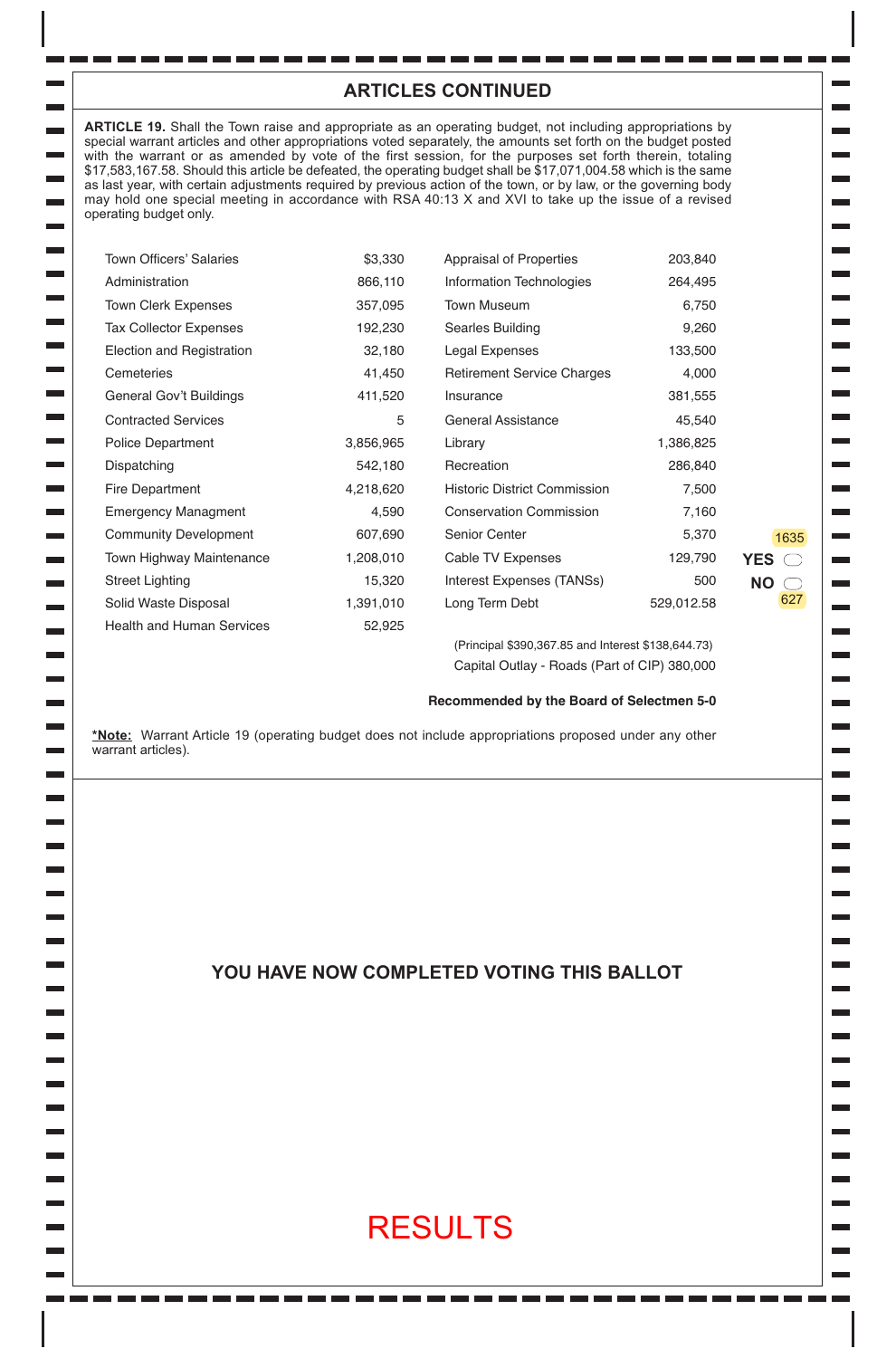## ARTICLES CONTINUED

**ARTICLE 19.** Shall the Town raise and appropriate as an operating budget, not including appropriations by special warrant articles and other appropriations voted separately, the amounts set forth on the budget posted with the warrant or as amended by vote of the first session, for the purposes set forth therein, totaling $17,583,167.58. Should this article be defeated, the operating budget shall be $17,071,004.58 which is the same as last year, with certain adjustments required by previous action of the town, or by law, or the governing body may hold one special meeting in accordance with RSA 40:13 X and XVI to take up the issue of a revised operating budget only.

| | | | |
|---|---|---|---|
| Town Officers' Salaries | $3,330 | Appraisal of Properties | 203,840 |
| Administration | 866,110 | Information Technologies | 264,495 |
| Town Clerk Expenses | 357,095 | Town Museum | 6,750 |
| Tax Collector Expenses | 192,230 | Searles Building | 9,260 |
| Election and Registration | 32,180 | Legal Expenses | 133,500 |
| Cemeteries | 41,450 | Retirement Service Charges | 4,000 |
| General Gov't Buildings | 411,520 | Insurance | 381,555 |
| Contracted Services | 5 | General Assistance | 45,540 |
| Police Department | 3,856,965 | Library | 1,386,825 |
| Dispatching | 542,180 | Recreation | 286,840 |
| Fire Department | 4,218,620 | Historic District Commission | 7,500 |
| Emergency Managment | 4,590 | Conservation Commission | 7,160 |
| Community Development | 607,690 | Senior Center | 5,370 |
| Town Highway Maintenance | 1,208,010 | Cable TV Expenses | 129,790 |
| Street Lighting | 15,320 | Interest Expenses (TANSs) | 500 |
| Solid Waste Disposal | 1,391,010 | Long Term Debt | 529,012.58 |
| Health and Human Services | 52,925 | (Principal $390,367.85 and Interest $138,644.73) | |
| | | Capital Outlay - Roads (Part of CIP) | 380,000 |

YES 1635

NO 627

**Recommended by the Board of Selectmen 5-0**

***Note:*** Warrant Article 19 (operating budget does not include appropriations proposed under any other warrant articles).

**YOU HAVE NOW COMPLETED VOTING THIS BALLOT**

RESULTS